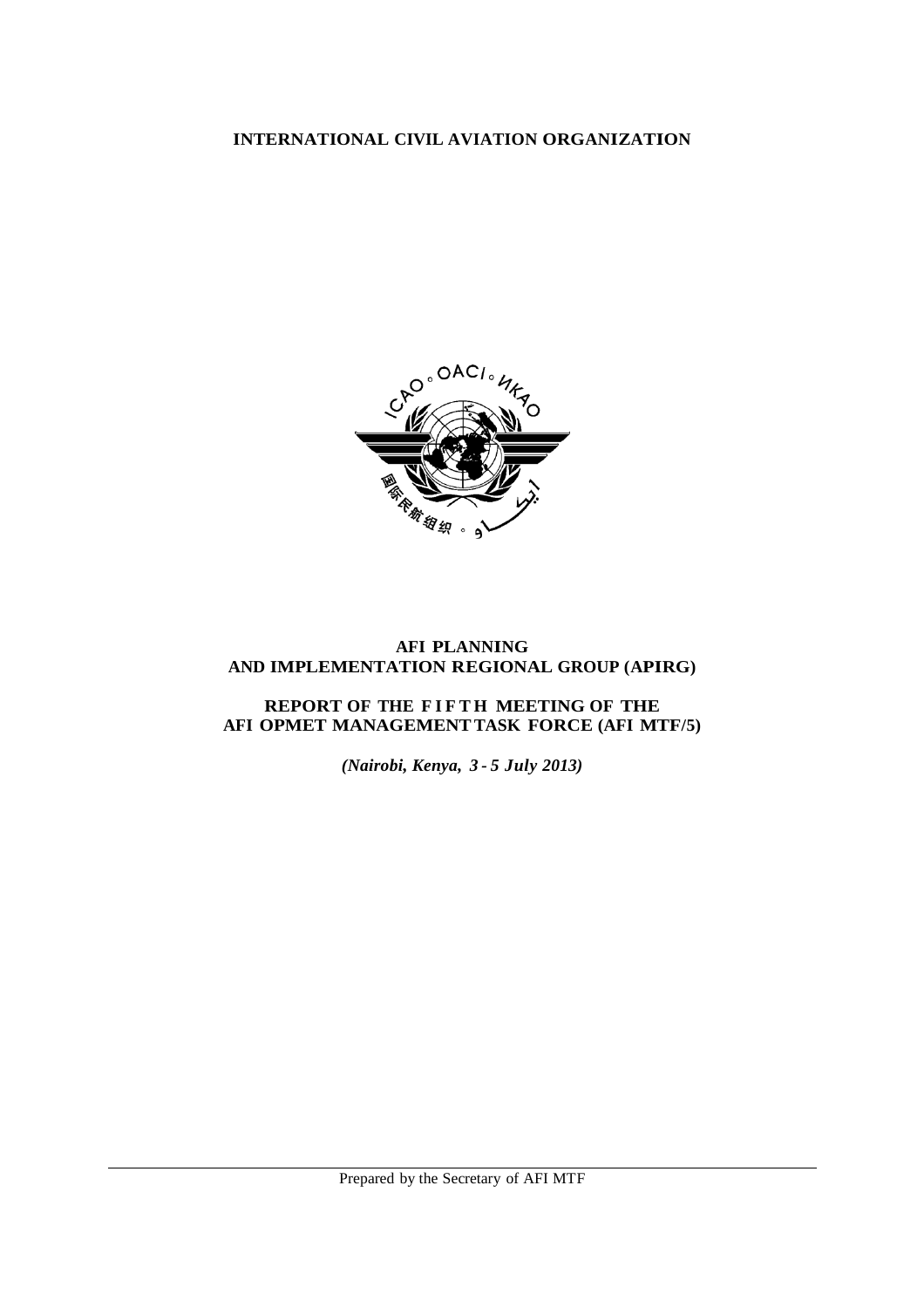**INTERNATIONAL CIVIL AVIATION ORGANIZATION**

# AFI PLANNING AND IMPLEMENTATION REGIONAL GROUP (APIRG)

## REPORT OF THE FIFTH MEETING OF THE AFI OPMET MANAGEMENT TASK FORCE (AFI MTF/5)

***(Nairobi, Kenya, 3 - 5 July 2013)***

Prepared by the Secretary of AFI MTF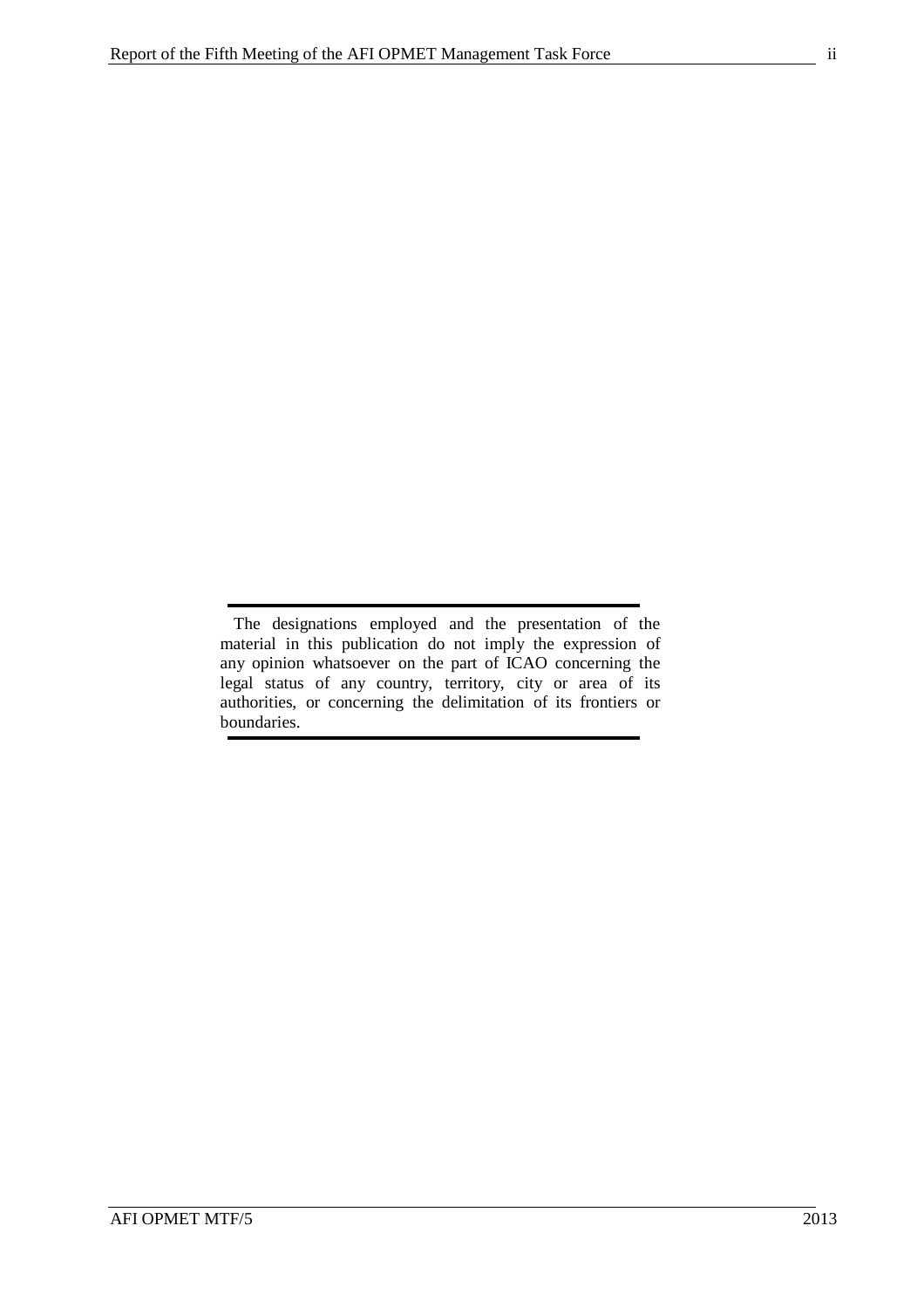The designations employed and the presentation of the material in this publication do not imply the expression of any opinion whatsoever on the part of ICAO concerning the legal status of any country, territory, city or area of its authorities, or concerning the delimitation of its frontiers or boundaries.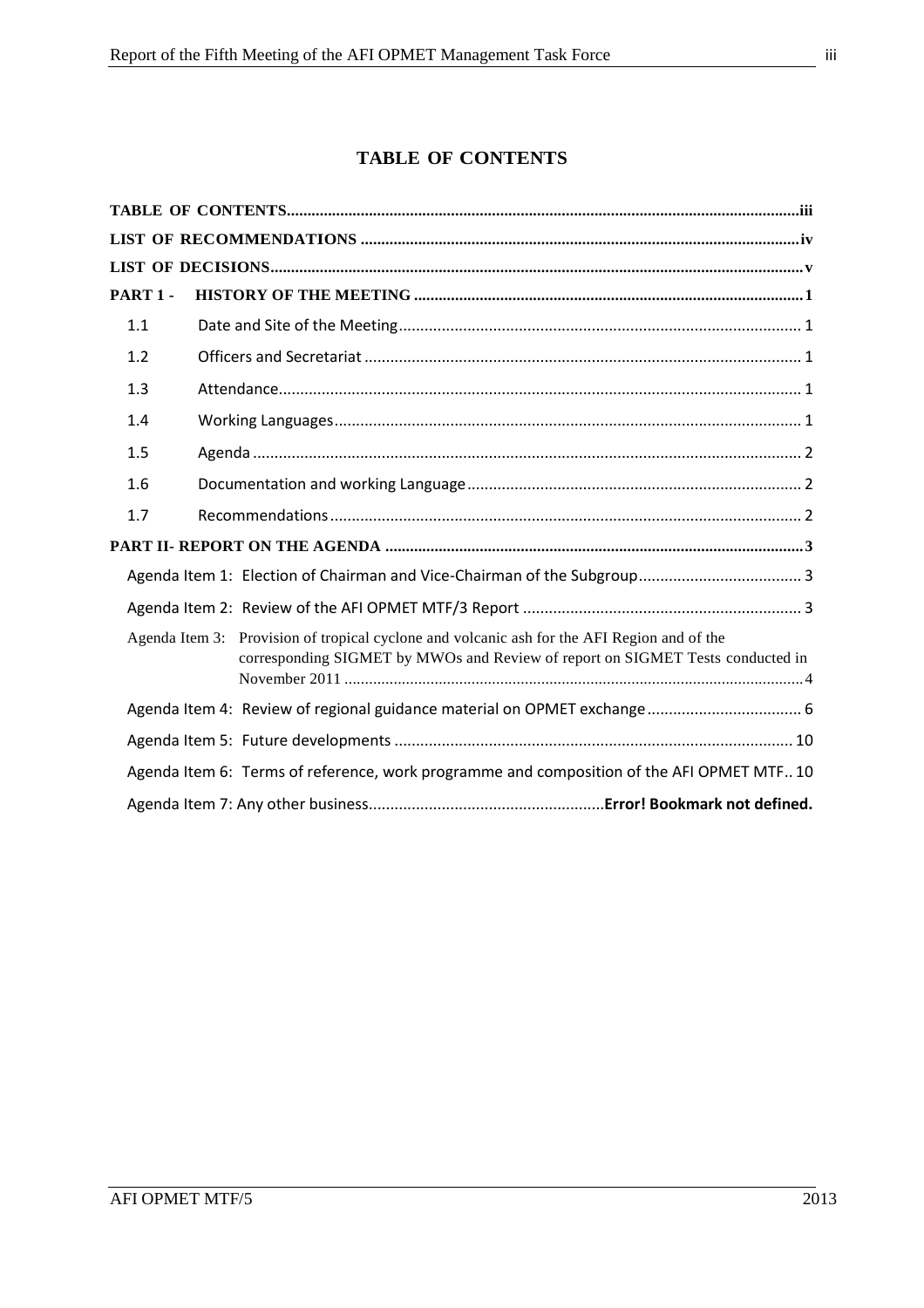# TABLE OF CONTENTS

| | | |
|---|---|---|
| **TABLE OF CONTENTS** | | **iii** |
| **LIST OF RECOMMENDATIONS** | | **iv** |
| **LIST OF DECISIONS** | | **v** |
| **PART 1 -** | **HISTORY OF THE MEETING** | **1** |
| 1.1 | Date and Site of the Meeting | 1 |
| 1.2 | Officers and Secretariat | 1 |
| 1.3 | Attendance | 1 |
| 1.4 | Working Languages | 1 |
| 1.5 | Agenda | 2 |
| 1.6 | Documentation and working Language | 2 |
| 1.7 | Recommendations | 2 |
| **PART II- REPORT ON THE AGENDA** | | **3** |
| Agenda Item 1: | Election of Chairman and Vice-Chairman of the Subgroup | 3 |
| Agenda Item 2: | Review of the AFI OPMET MTF/3 Report | 3 |
| Agenda Item 3: | Provision of tropical cyclone and volcanic ash for the AFI Region and of the corresponding SIGMET by MWOs and Review of report on SIGMET Tests conducted in November 2011 | 4 |
| Agenda Item 4: | Review of regional guidance material on OPMET exchange | 6 |
| Agenda Item 5: | Future developments | 10 |
| Agenda Item 6: | Terms of reference, work programme and composition of the AFI OPMET MTF | 10 |
| Agenda Item 7: | Any other business | **Error! Bookmark not defined.** |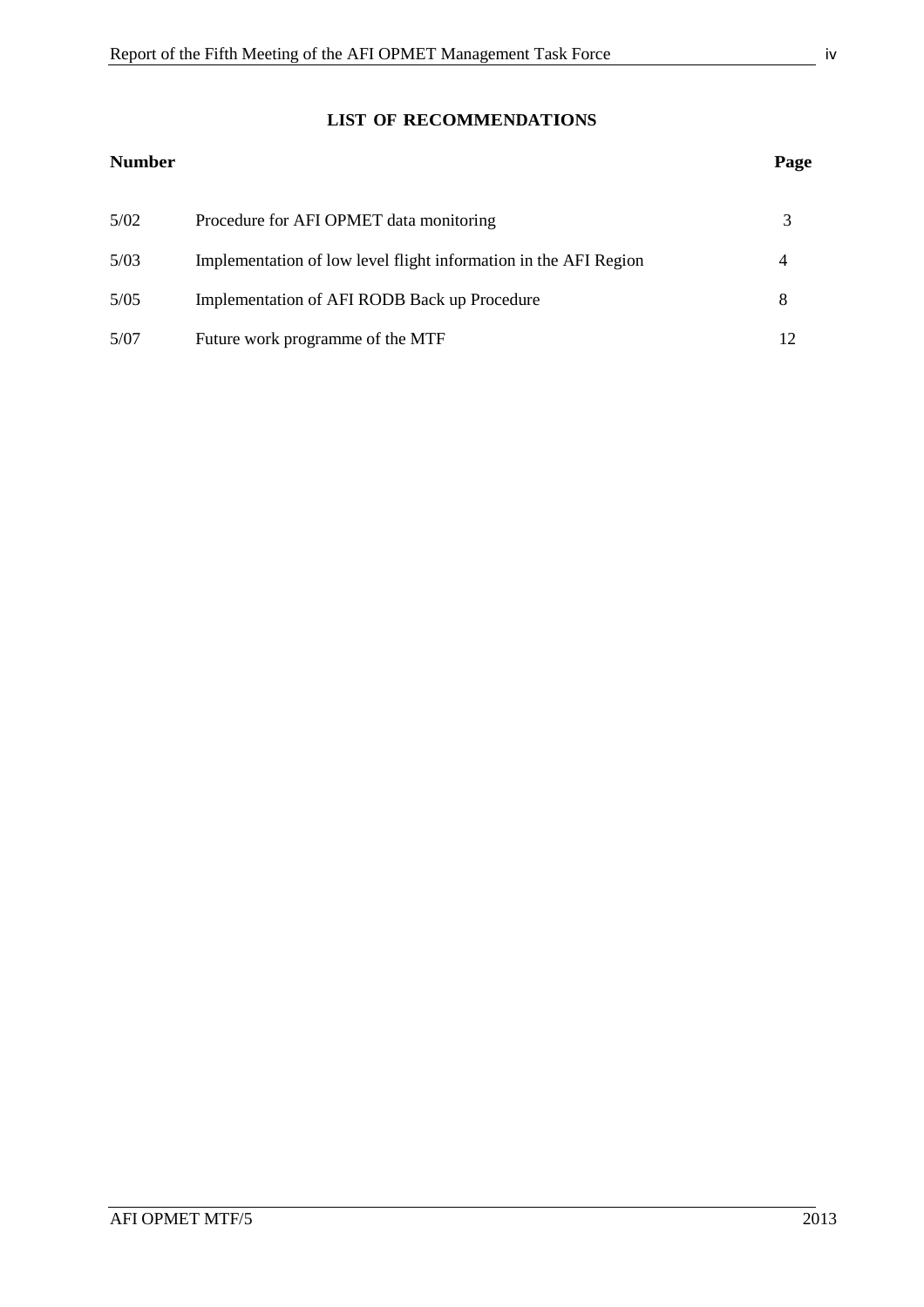## LIST OF RECOMMENDATIONS

| Number | | Page |
|---|---|---|
| 5/02 | Procedure for AFI OPMET data monitoring | 3 |
| 5/03 | Implementation of low level flight information in the AFI Region | 4 |
| 5/05 | Implementation of AFI RODB Back up Procedure | 8 |
| 5/07 | Future work programme of the MTF | 12 |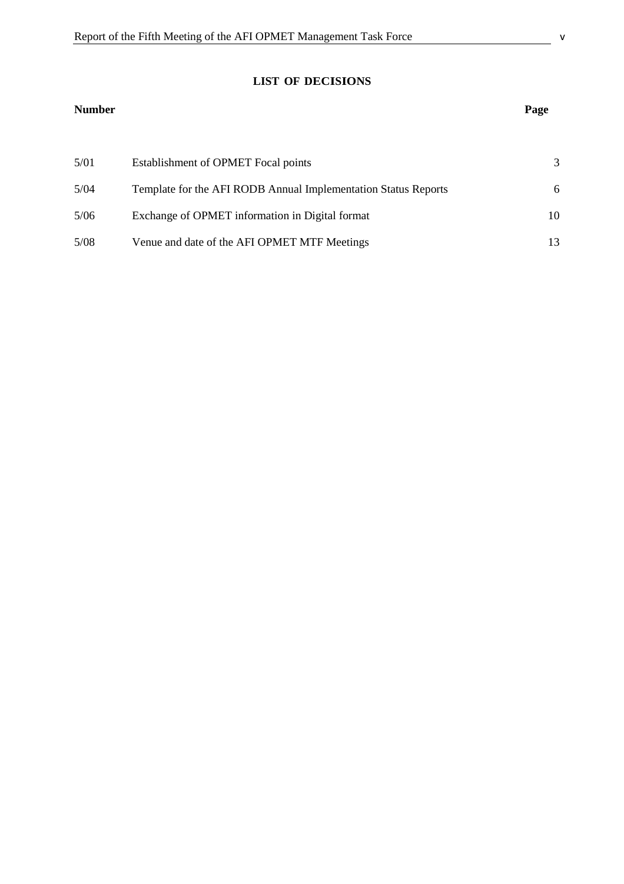## LIST OF DECISIONS

| Number | | Page |
|---|---|---|
| 5/01 | Establishment of OPMET Focal points | 3 |
| 5/04 | Template for the AFI RODB Annual Implementation Status Reports | 6 |
| 5/06 | Exchange of OPMET information in Digital format | 10 |
| 5/08 | Venue and date of the AFI OPMET MTF Meetings | 13 |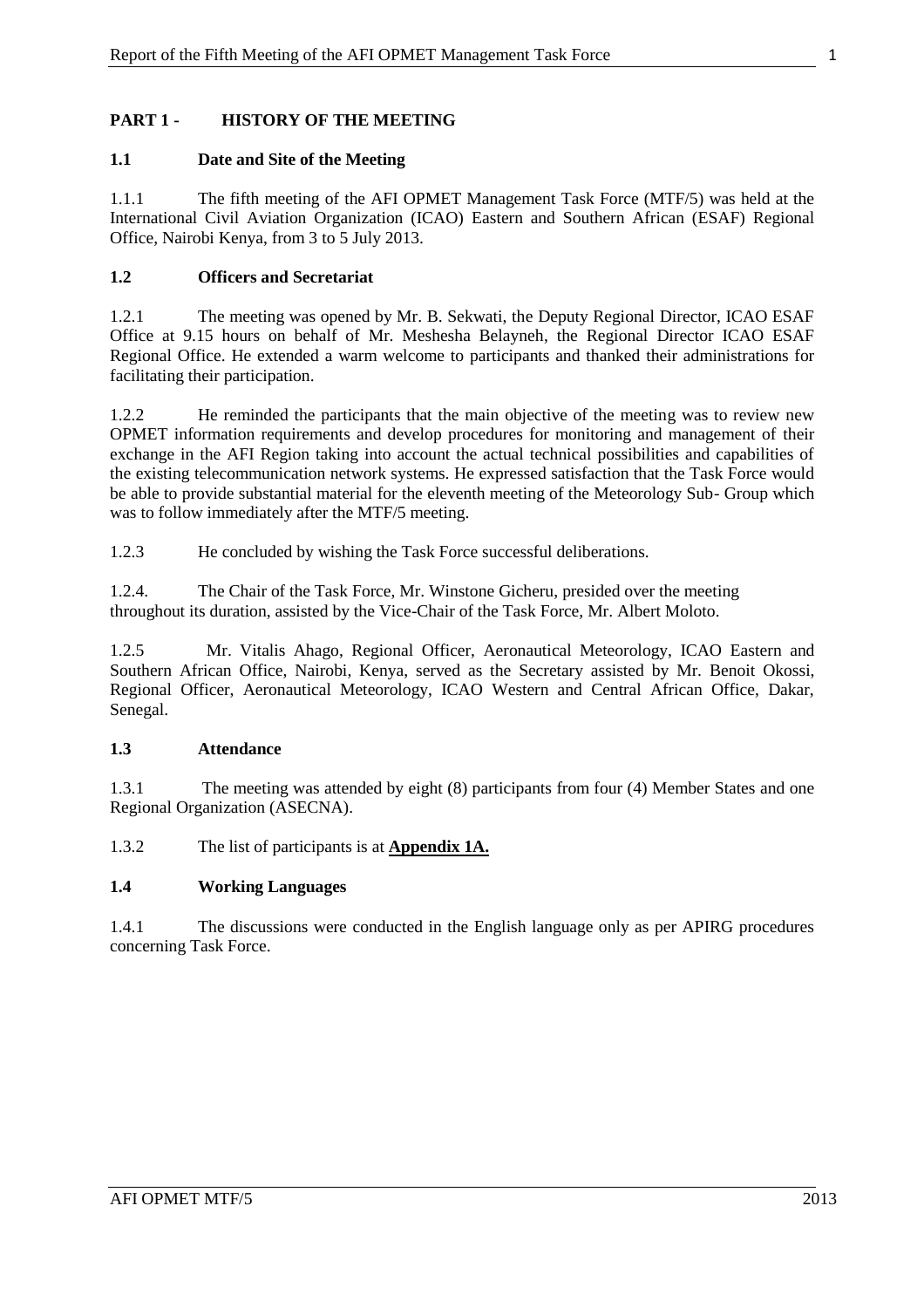## PART 1 - HISTORY OF THE MEETING

### 1.1 Date and Site of the Meeting

1.1.1 The fifth meeting of the AFI OPMET Management Task Force (MTF/5) was held at the International Civil Aviation Organization (ICAO) Eastern and Southern African (ESAF) Regional Office, Nairobi Kenya, from 3 to 5 July 2013.

### 1.2 Officers and Secretariat

1.2.1 The meeting was opened by Mr. B. Sekwati, the Deputy Regional Director, ICAO ESAF Office at 9.15 hours on behalf of Mr. Meshesha Belayneh, the Regional Director ICAO ESAF Regional Office. He extended a warm welcome to participants and thanked their administrations for facilitating their participation.

1.2.2 He reminded the participants that the main objective of the meeting was to review new OPMET information requirements and develop procedures for monitoring and management of their exchange in the AFI Region taking into account the actual technical possibilities and capabilities of the existing telecommunication network systems. He expressed satisfaction that the Task Force would be able to provide substantial material for the eleventh meeting of the Meteorology Sub- Group which was to follow immediately after the MTF/5 meeting.

1.2.3 He concluded by wishing the Task Force successful deliberations.

1.2.4. The Chair of the Task Force, Mr. Winstone Gicheru, presided over the meeting throughout its duration, assisted by the Vice-Chair of the Task Force, Mr. Albert Moloto.

1.2.5 Mr. Vitalis Ahago, Regional Officer, Aeronautical Meteorology, ICAO Eastern and Southern African Office, Nairobi, Kenya, served as the Secretary assisted by Mr. Benoit Okossi, Regional Officer, Aeronautical Meteorology, ICAO Western and Central African Office, Dakar, Senegal.

### 1.3 Attendance

1.3.1 The meeting was attended by eight (8) participants from four (4) Member States and one Regional Organization (ASECNA).

1.3.2 The list of participants is at **Appendix 1A.**

### 1.4 Working Languages

1.4.1 The discussions were conducted in the English language only as per APIRG procedures concerning Task Force.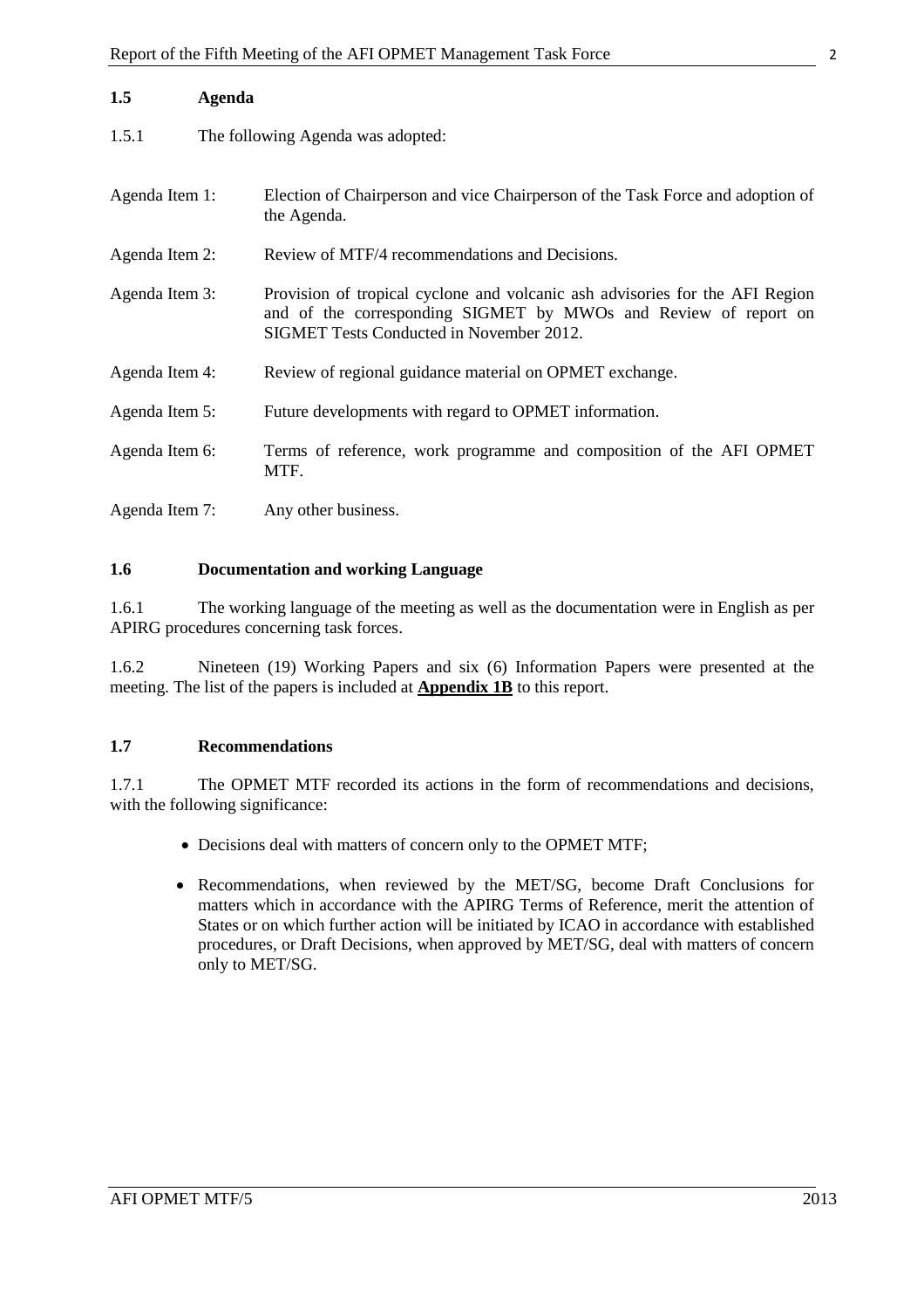## 1.5 Agenda

1.5.1 The following Agenda was adopted:

| | |
|---|---|
| Agenda Item 1: | Election of Chairperson and vice Chairperson of the Task Force and adoption of the Agenda. |
| Agenda Item 2: | Review of MTF/4 recommendations and Decisions. |
| Agenda Item 3: | Provision of tropical cyclone and volcanic ash advisories for the AFI Region and of the corresponding SIGMET by MWOs and Review of report on SIGMET Tests Conducted in November 2012. |
| Agenda Item 4: | Review of regional guidance material on OPMET exchange. |
| Agenda Item 5: | Future developments with regard to OPMET information. |
| Agenda Item 6: | Terms of reference, work programme and composition of the AFI OPMET MTF. |
| Agenda Item 7: | Any other business. |

## 1.6 Documentation and working Language

1.6.1 The working language of the meeting as well as the documentation were in English as per APIRG procedures concerning task forces.

1.6.2 Nineteen (19) Working Papers and six (6) Information Papers were presented at the meeting. The list of the papers is included at **Appendix 1B** to this report.

## 1.7 Recommendations

1.7.1 The OPMET MTF recorded its actions in the form of recommendations and decisions, with the following significance:

- Decisions deal with matters of concern only to the OPMET MTF;
- Recommendations, when reviewed by the MET/SG, become Draft Conclusions for matters which in accordance with the APIRG Terms of Reference, merit the attention of States or on which further action will be initiated by ICAO in accordance with established procedures, or Draft Decisions, when approved by MET/SG, deal with matters of concern only to MET/SG.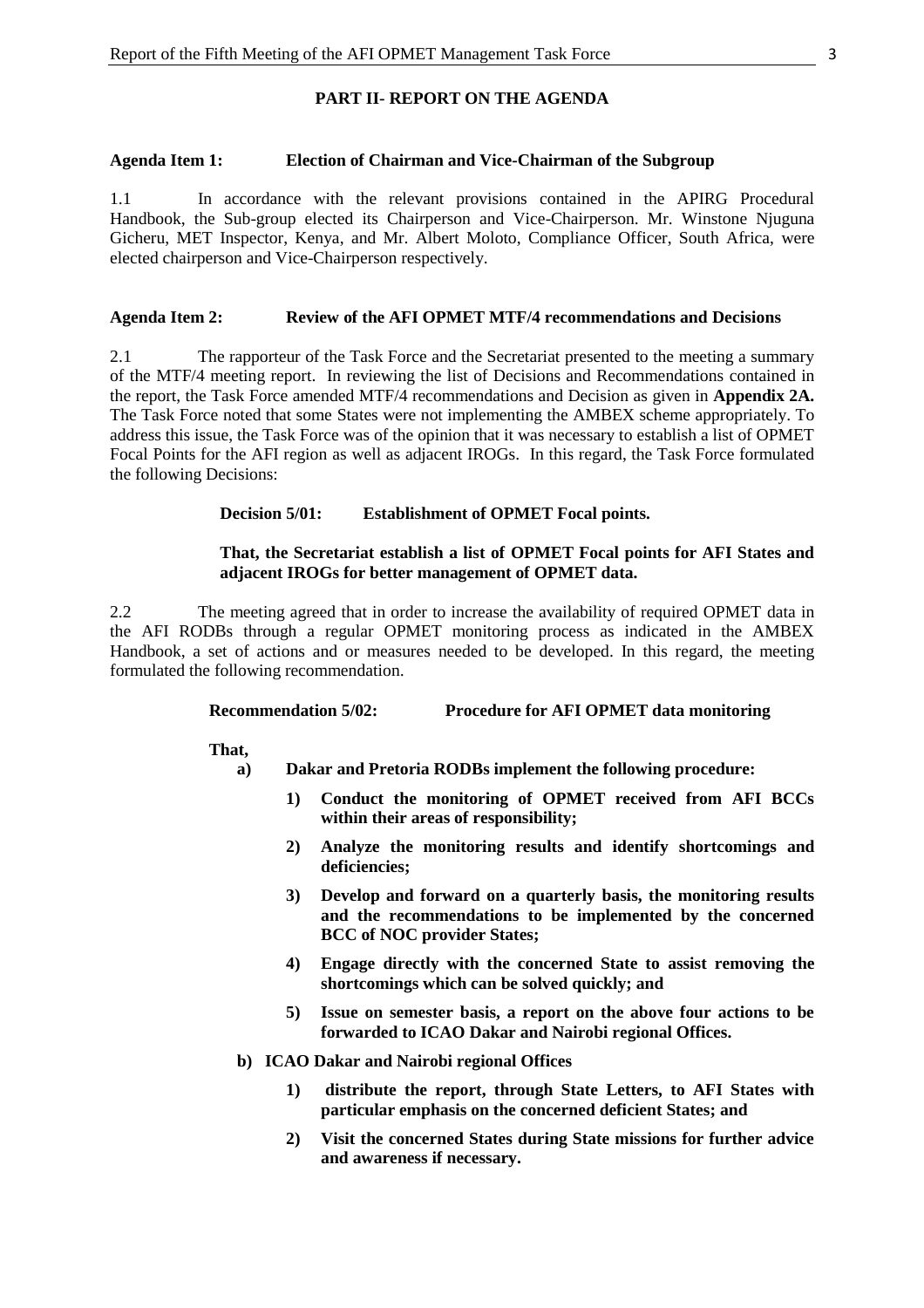## PART II- REPORT ON THE AGENDA

### Agenda Item 1: Election of Chairman and Vice-Chairman of the Subgroup

1.1 In accordance with the relevant provisions contained in the APIRG Procedural Handbook, the Sub-group elected its Chairperson and Vice-Chairperson. Mr. Winstone Njuguna Gicheru, MET Inspector, Kenya, and Mr. Albert Moloto, Compliance Officer, South Africa, were elected chairperson and Vice-Chairperson respectively.

### Agenda Item 2: Review of the AFI OPMET MTF/4 recommendations and Decisions

2.1 The rapporteur of the Task Force and the Secretariat presented to the meeting a summary of the MTF/4 meeting report. In reviewing the list of Decisions and Recommendations contained in the report, the Task Force amended MTF/4 recommendations and Decision as given in **Appendix 2A.** The Task Force noted that some States were not implementing the AMBEX scheme appropriately. To address this issue, the Task Force was of the opinion that it was necessary to establish a list of OPMET Focal Points for the AFI region as well as adjacent IROGs. In this regard, the Task Force formulated the following Decisions:

**Decision 5/01: Establishment of OPMET Focal points.**

**That, the Secretariat establish a list of OPMET Focal points for AFI States and adjacent IROGs for better management of OPMET data.**

2.2 The meeting agreed that in order to increase the availability of required OPMET data in the AFI RODBs through a regular OPMET monitoring process as indicated in the AMBEX Handbook, a set of actions and or measures needed to be developed. In this regard, the meeting formulated the following recommendation.

**Recommendation 5/02: Procedure for AFI OPMET data monitoring**

**That,**

**a) Dakar and Pretoria RODBs implement the following procedure:**

**1) Conduct the monitoring of OPMET received from AFI BCCs within their areas of responsibility;**

**2) Analyze the monitoring results and identify shortcomings and deficiencies;**

**3) Develop and forward on a quarterly basis, the monitoring results and the recommendations to be implemented by the concerned BCC of NOC provider States;**

**4) Engage directly with the concerned State to assist removing the shortcomings which can be solved quickly; and**

**5) Issue on semester basis, a report on the above four actions to be forwarded to ICAO Dakar and Nairobi regional Offices.**

**b) ICAO Dakar and Nairobi regional Offices**

**1) distribute the report, through State Letters, to AFI States with particular emphasis on the concerned deficient States; and**

**2) Visit the concerned States during State missions for further advice and awareness if necessary.**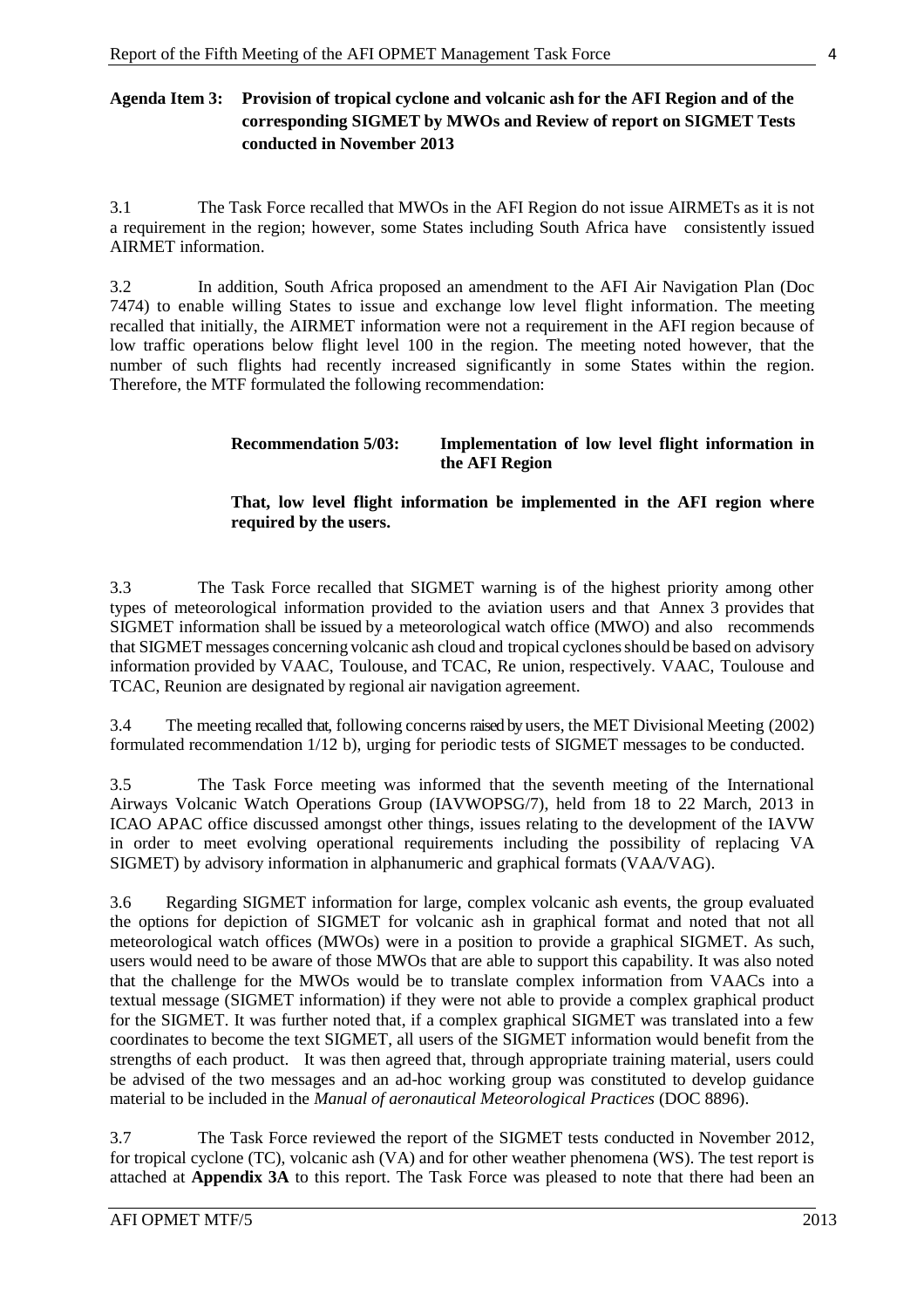**Agenda Item 3: Provision of tropical cyclone and volcanic ash for the AFI Region and of the corresponding SIGMET by MWOs and Review of report on SIGMET Tests conducted in November 2013**

3.1 The Task Force recalled that MWOs in the AFI Region do not issue AIRMETs as it is not a requirement in the region; however, some States including South Africa have consistently issued AIRMET information.

3.2 In addition, South Africa proposed an amendment to the AFI Air Navigation Plan (Doc 7474) to enable willing States to issue and exchange low level flight information. The meeting recalled that initially, the AIRMET information were not a requirement in the AFI region because of low traffic operations below flight level 100 in the region. The meeting noted however, that the number of such flights had recently increased significantly in some States within the region. Therefore, the MTF formulated the following recommendation:

> **Recommendation 5/03: Implementation of low level flight information in the AFI Region**
>
> **That, low level flight information be implemented in the AFI region where required by the users.**

3.3 The Task Force recalled that SIGMET warning is of the highest priority among other types of meteorological information provided to the aviation users and that Annex 3 provides that SIGMET information shall be issued by a meteorological watch office (MWO) and also recommends that SIGMET messages concerning volcanic ash cloud and tropical cyclones should be based on advisory information provided by VAAC, Toulouse, and TCAC, Re union, respectively. VAAC, Toulouse and TCAC, Reunion are designated by regional air navigation agreement.

3.4 The meeting recalled that, following concerns raised by users, the MET Divisional Meeting (2002) formulated recommendation 1/12 b), urging for periodic tests of SIGMET messages to be conducted.

3.5 The Task Force meeting was informed that the seventh meeting of the International Airways Volcanic Watch Operations Group (IAVWOPSG/7), held from 18 to 22 March, 2013 in ICAO APAC office discussed amongst other things, issues relating to the development of the IAVW in order to meet evolving operational requirements including the possibility of replacing VA SIGMET) by advisory information in alphanumeric and graphical formats (VAA/VAG).

3.6 Regarding SIGMET information for large, complex volcanic ash events, the group evaluated the options for depiction of SIGMET for volcanic ash in graphical format and noted that not all meteorological watch offices (MWOs) were in a position to provide a graphical SIGMET. As such, users would need to be aware of those MWOs that are able to support this capability. It was also noted that the challenge for the MWOs would be to translate complex information from VAACs into a textual message (SIGMET information) if they were not able to provide a complex graphical product for the SIGMET. It was further noted that, if a complex graphical SIGMET was translated into a few coordinates to become the text SIGMET, all users of the SIGMET information would benefit from the strengths of each product. It was then agreed that, through appropriate training material, users could be advised of the two messages and an ad-hoc working group was constituted to develop guidance material to be included in the *Manual of aeronautical Meteorological Practices* (DOC 8896).

3.7 The Task Force reviewed the report of the SIGMET tests conducted in November 2012, for tropical cyclone (TC), volcanic ash (VA) and for other weather phenomena (WS). The test report is attached at **Appendix 3A** to this report. The Task Force was pleased to note that there had been an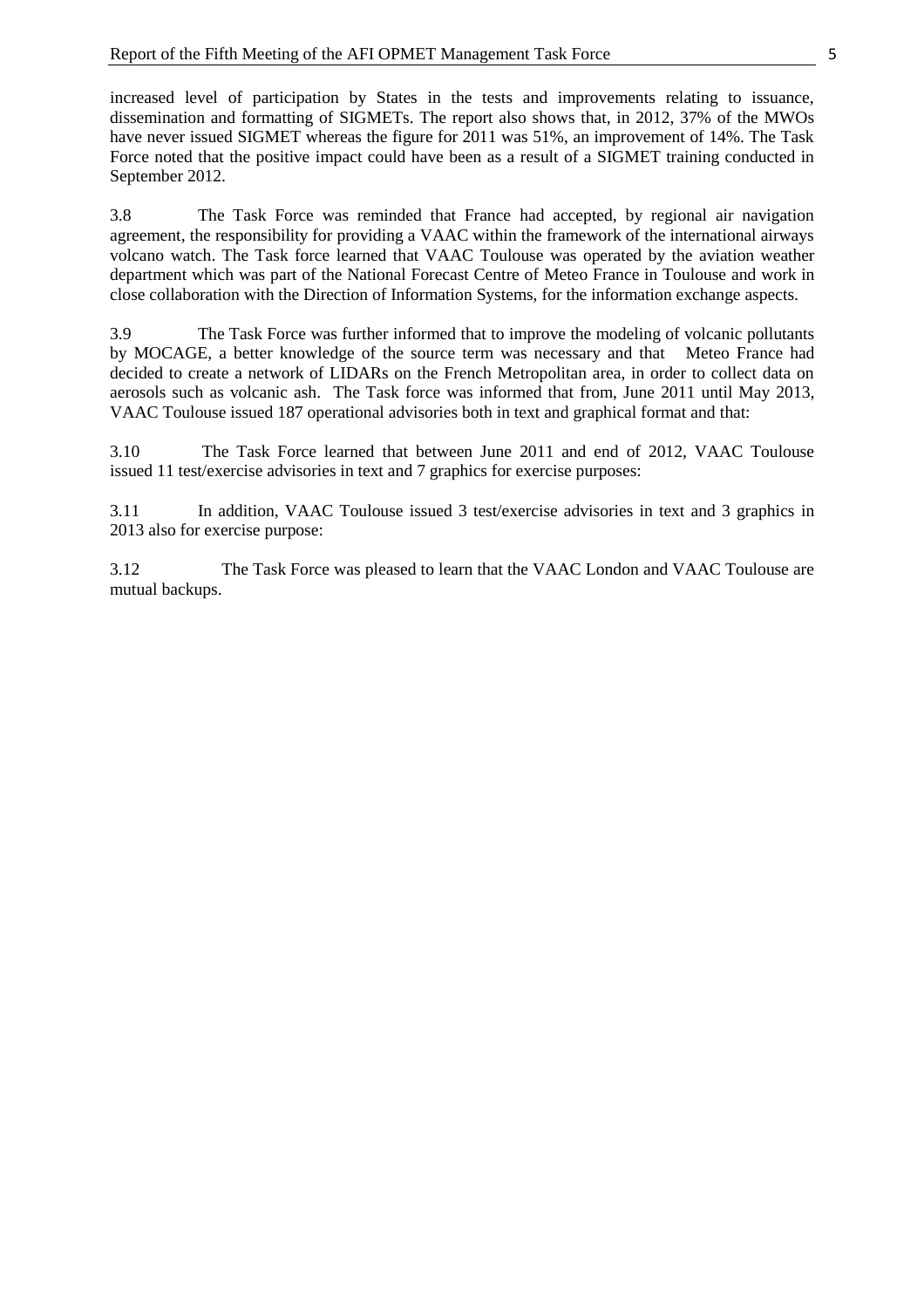increased level of participation by States in the tests and improvements relating to issuance, dissemination and formatting of SIGMETs. The report also shows that, in 2012, 37% of the MWOs have never issued SIGMET whereas the figure for 2011 was 51%, an improvement of 14%. The Task Force noted that the positive impact could have been as a result of a SIGMET training conducted in September 2012.

3.8 The Task Force was reminded that France had accepted, by regional air navigation agreement, the responsibility for providing a VAAC within the framework of the international airways volcano watch. The Task force learned that VAAC Toulouse was operated by the aviation weather department which was part of the National Forecast Centre of Meteo France in Toulouse and work in close collaboration with the Direction of Information Systems, for the information exchange aspects.

3.9 The Task Force was further informed that to improve the modeling of volcanic pollutants by MOCAGE, a better knowledge of the source term was necessary and that Meteo France had decided to create a network of LIDARs on the French Metropolitan area, in order to collect data on aerosols such as volcanic ash. The Task force was informed that from, June 2011 until May 2013, VAAC Toulouse issued 187 operational advisories both in text and graphical format and that:

3.10 The Task Force learned that between June 2011 and end of 2012, VAAC Toulouse issued 11 test/exercise advisories in text and 7 graphics for exercise purposes:

3.11 In addition, VAAC Toulouse issued 3 test/exercise advisories in text and 3 graphics in 2013 also for exercise purpose:

3.12 The Task Force was pleased to learn that the VAAC London and VAAC Toulouse are mutual backups.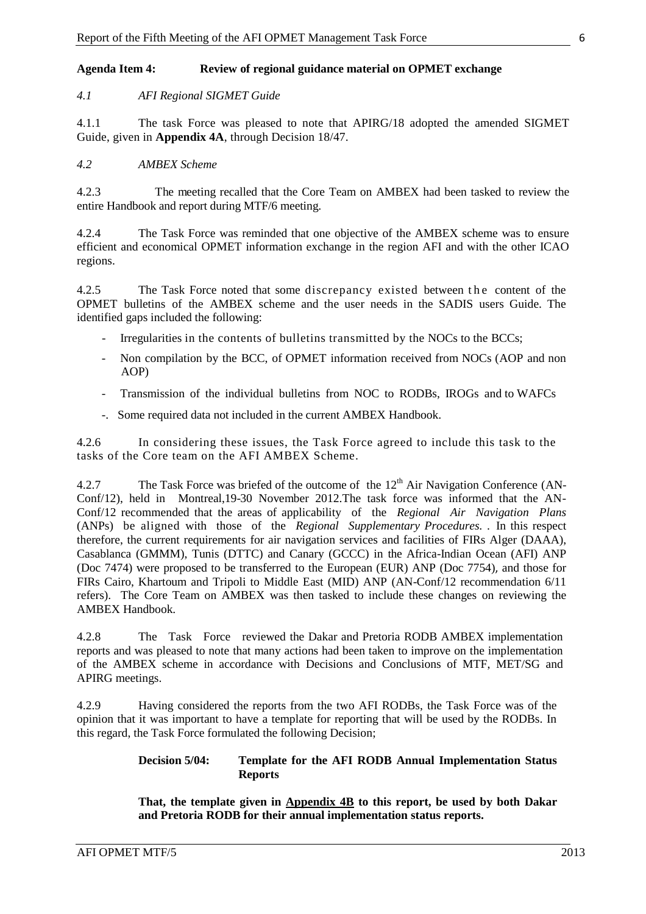**Agenda Item 4: Review of regional guidance material on OPMET exchange**

*4.1 AFI Regional SIGMET Guide*

4.1.1 The task Force was pleased to note that APIRG/18 adopted the amended SIGMET Guide, given in **Appendix 4A**, through Decision 18/47.

*4.2 AMBEX Scheme*

4.2.3 The meeting recalled that the Core Team on AMBEX had been tasked to review the entire Handbook and report during MTF/6 meeting.

4.2.4 The Task Force was reminded that one objective of the AMBEX scheme was to ensure efficient and economical OPMET information exchange in the region AFI and with the other ICAO regions.

4.2.5 The Task Force noted that some discrepancy existed between the content of the OPMET bulletins of the AMBEX scheme and the user needs in the SADIS users Guide. The identified gaps included the following:

- Irregularities in the contents of bulletins transmitted by the NOCs to the BCCs;
- Non compilation by the BCC, of OPMET information received from NOCs (AOP and non AOP)
- Transmission of the individual bulletins from NOC to RODBs, IROGs and to WAFCs
- Some required data not included in the current AMBEX Handbook.

4.2.6 In considering these issues, the Task Force agreed to include this task to the tasks of the Core team on the AFI AMBEX Scheme.

4.2.7 The Task Force was briefed of the outcome of the 12th Air Navigation Conference (AN-Conf/12), held in Montreal,19-30 November 2012.The task force was informed that the AN-Conf/12 recommended that the areas of applicability of the *Regional Air Navigation Plans* (ANPs) be aligned with those of the *Regional Supplementary Procedures*. . In this respect therefore, the current requirements for air navigation services and facilities of FIRs Alger (DAAA), Casablanca (GMMM), Tunis (DTTC) and Canary (GCCC) in the Africa-Indian Ocean (AFI) ANP (Doc 7474) were proposed to be transferred to the European (EUR) ANP (Doc 7754), and those for FIRs Cairo, Khartoum and Tripoli to Middle East (MID) ANP (AN-Conf/12 recommendation 6/11 refers). The Core Team on AMBEX was then tasked to include these changes on reviewing the AMBEX Handbook.

4.2.8 The Task Force reviewed the Dakar and Pretoria RODB AMBEX implementation reports and was pleased to note that many actions had been taken to improve on the implementation of the AMBEX scheme in accordance with Decisions and Conclusions of MTF, MET/SG and APIRG meetings.

4.2.9 Having considered the reports from the two AFI RODBs, the Task Force was of the opinion that it was important to have a template for reporting that will be used by the RODBs. In this regard, the Task Force formulated the following Decision;

> **Decision 5/04: Template for the AFI RODB Annual Implementation Status Reports**
>
> **That, the template given in Appendix 4B to this report, be used by both Dakar and Pretoria RODB for their annual implementation status reports.**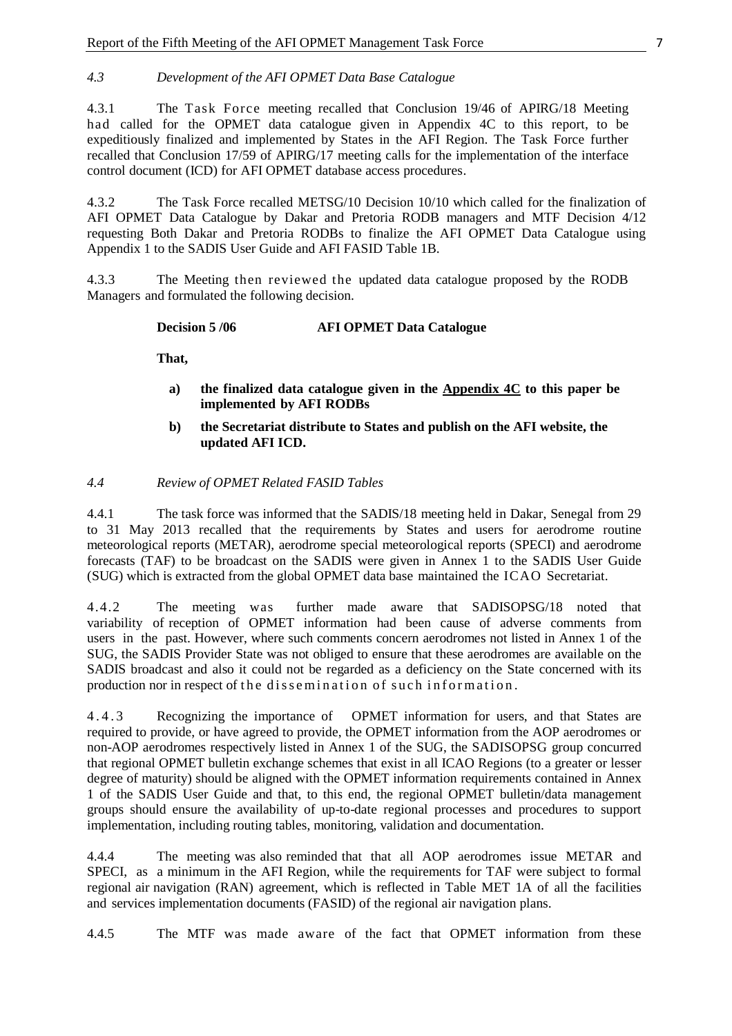*4.3 Development of the AFI OPMET Data Base Catalogue*

4.3.1 The Task Force meeting recalled that Conclusion 19/46 of APIRG/18 Meeting had called for the OPMET data catalogue given in Appendix 4C to this report, to be expeditiously finalized and implemented by States in the AFI Region. The Task Force further recalled that Conclusion 17/59 of APIRG/17 meeting calls for the implementation of the interface control document (ICD) for AFI OPMET database access procedures.

4.3.2 The Task Force recalled METSG/10 Decision 10/10 which called for the finalization of AFI OPMET Data Catalogue by Dakar and Pretoria RODB managers and MTF Decision 4/12 requesting Both Dakar and Pretoria RODBs to finalize the AFI OPMET Data Catalogue using Appendix 1 to the SADIS User Guide and AFI FASID Table 1B.

4.3.3 The Meeting then reviewed the updated data catalogue proposed by the RODB Managers and formulated the following decision.

**Decision 5 /06 AFI OPMET Data Catalogue**

**That,**

- **a) the finalized data catalogue given in the <u>Appendix 4C</u> to this paper be implemented by AFI RODBs**
- **b) the Secretariat distribute to States and publish on the AFI website, the updated AFI ICD.**

*4.4 Review of OPMET Related FASID Tables*

4.4.1 The task force was informed that the SADIS/18 meeting held in Dakar, Senegal from 29 to 31 May 2013 recalled that the requirements by States and users for aerodrome routine meteorological reports (METAR), aerodrome special meteorological reports (SPECI) and aerodrome forecasts (TAF) to be broadcast on the SADIS were given in Annex 1 to the SADIS User Guide (SUG) which is extracted from the global OPMET data base maintained the ICAO Secretariat.

4.4.2 The meeting was further made aware that SADISOPSG/18 noted that variability of reception of OPMET information had been cause of adverse comments from users in the past. However, where such comments concern aerodromes not listed in Annex 1 of the SUG, the SADIS Provider State was not obliged to ensure that these aerodromes are available on the SADIS broadcast and also it could not be regarded as a deficiency on the State concerned with its production nor in respect of the dissemination of such information.

4.4.3 Recognizing the importance of OPMET information for users, and that States are required to provide, or have agreed to provide, the OPMET information from the AOP aerodromes or non-AOP aerodromes respectively listed in Annex 1 of the SUG, the SADISOPSG group concurred that regional OPMET bulletin exchange schemes that exist in all ICAO Regions (to a greater or lesser degree of maturity) should be aligned with the OPMET information requirements contained in Annex 1 of the SADIS User Guide and that, to this end, the regional OPMET bulletin/data management groups should ensure the availability of up-to-date regional processes and procedures to support implementation, including routing tables, monitoring, validation and documentation.

4.4.4 The meeting was also reminded that that all AOP aerodromes issue METAR and SPECI, as a minimum in the AFI Region, while the requirements for TAF were subject to formal regional air navigation (RAN) agreement, which is reflected in Table MET 1A of all the facilities and services implementation documents (FASID) of the regional air navigation plans.

4.4.5 The MTF was made aware of the fact that OPMET information from these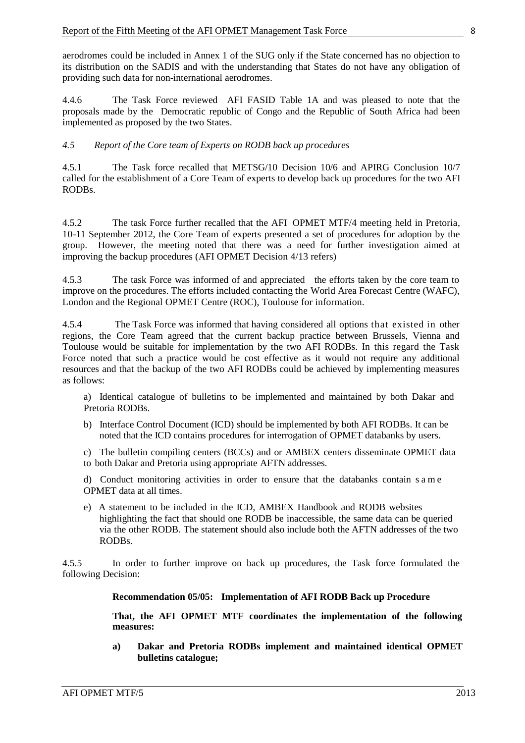aerodromes could be included in Annex 1 of the SUG only if the State concerned has no objection to its distribution on the SADIS and with the understanding that States do not have any obligation of providing such data for non-international aerodromes.

4.4.6 The Task Force reviewed AFI FASID Table 1A and was pleased to note that the proposals made by the Democratic republic of Congo and the Republic of South Africa had been implemented as proposed by the two States.

*4.5 Report of the Core team of Experts on RODB back up procedures*

4.5.1 The Task force recalled that METSG/10 Decision 10/6 and APIRG Conclusion 10/7 called for the establishment of a Core Team of experts to develop back up procedures for the two AFI RODBs.

4.5.2 The task Force further recalled that the AFI OPMET MTF/4 meeting held in Pretoria, 10-11 September 2012, the Core Team of experts presented a set of procedures for adoption by the group. However, the meeting noted that there was a need for further investigation aimed at improving the backup procedures (AFI OPMET Decision 4/13 refers)

4.5.3 The task Force was informed of and appreciated the efforts taken by the core team to improve on the procedures. The efforts included contacting the World Area Forecast Centre (WAFC), London and the Regional OPMET Centre (ROC), Toulouse for information.

4.5.4 The Task Force was informed that having considered all options that existed in other regions, the Core Team agreed that the current backup practice between Brussels, Vienna and Toulouse would be suitable for implementation by the two AFI RODBs. In this regard the Task Force noted that such a practice would be cost effective as it would not require any additional resources and that the backup of the two AFI RODBs could be achieved by implementing measures as follows:

a) Identical catalogue of bulletins to be implemented and maintained by both Dakar and Pretoria RODBs.

b) Interface Control Document (ICD) should be implemented by both AFI RODBs. It can be noted that the ICD contains procedures for interrogation of OPMET databanks by users.

c) The bulletin compiling centers (BCCs) and or AMBEX centers disseminate OPMET data to both Dakar and Pretoria using appropriate AFTN addresses.

d) Conduct monitoring activities in order to ensure that the databanks contain same OPMET data at all times.

e) A statement to be included in the ICD, AMBEX Handbook and RODB websites highlighting the fact that should one RODB be inaccessible, the same data can be queried via the other RODB. The statement should also include both the AFTN addresses of the two RODBs.

4.5.5 In order to further improve on back up procedures, the Task force formulated the following Decision:

**Recommendation 05/05: Implementation of AFI RODB Back up Procedure**

**That, the AFI OPMET MTF coordinates the implementation of the following measures:**

**a) Dakar and Pretoria RODBs implement and maintained identical OPMET bulletins catalogue;**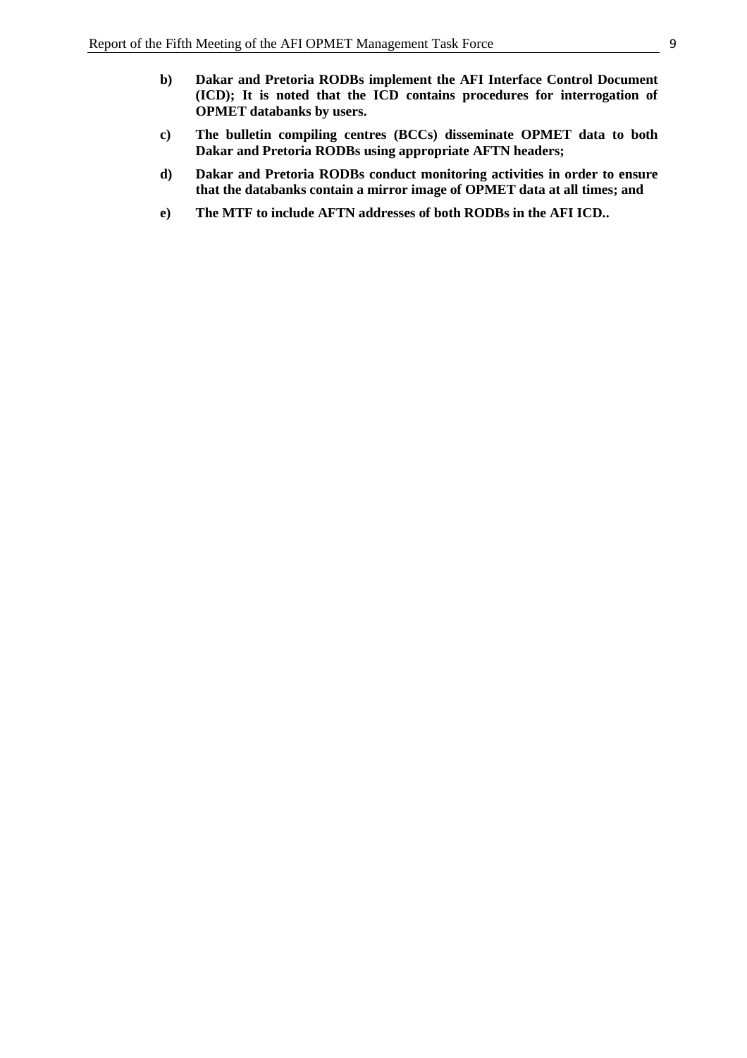**b) Dakar and Pretoria RODBs implement the AFI Interface Control Document (ICD); It is noted that the ICD contains procedures for interrogation of OPMET databanks by users.**

**c) The bulletin compiling centres (BCCs) disseminate OPMET data to both Dakar and Pretoria RODBs using appropriate AFTN headers;**

**d) Dakar and Pretoria RODBs conduct monitoring activities in order to ensure that the databanks contain a mirror image of OPMET data at all times; and**

**e) The MTF to include AFTN addresses of both RODBs in the AFI ICD..**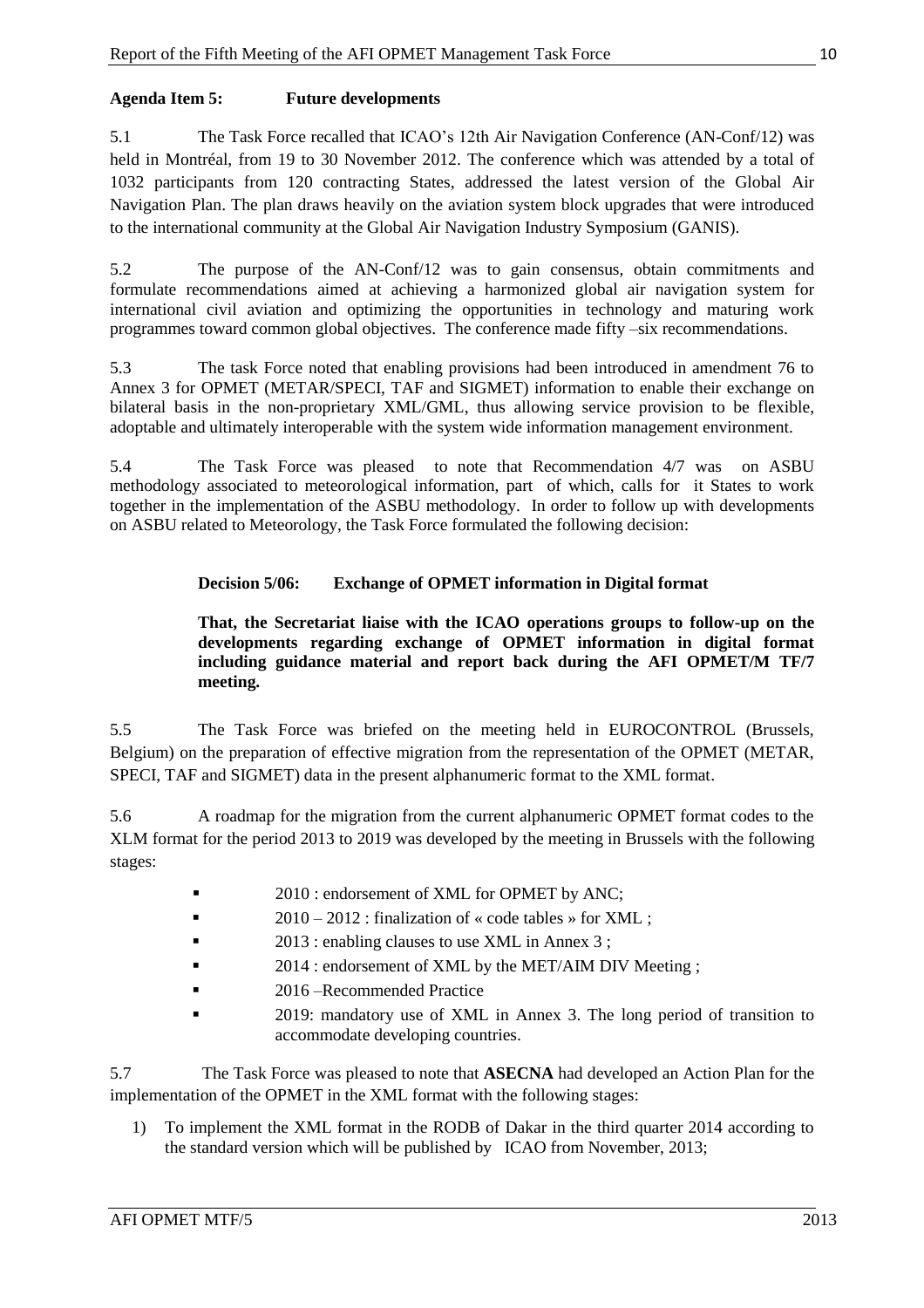**Agenda Item 5: Future developments**

5.1 The Task Force recalled that ICAO's 12th Air Navigation Conference (AN-Conf/12) was held in Montréal, from 19 to 30 November 2012. The conference which was attended by a total of 1032 participants from 120 contracting States, addressed the latest version of the Global Air Navigation Plan. The plan draws heavily on the aviation system block upgrades that were introduced to the international community at the Global Air Navigation Industry Symposium (GANIS).

5.2 The purpose of the AN-Conf/12 was to gain consensus, obtain commitments and formulate recommendations aimed at achieving a harmonized global air navigation system for international civil aviation and optimizing the opportunities in technology and maturing work programmes toward common global objectives. The conference made fifty –six recommendations.

5.3 The task Force noted that enabling provisions had been introduced in amendment 76 to Annex 3 for OPMET (METAR/SPECI, TAF and SIGMET) information to enable their exchange on bilateral basis in the non-proprietary XML/GML, thus allowing service provision to be flexible, adoptable and ultimately interoperable with the system wide information management environment.

5.4 The Task Force was pleased to note that Recommendation 4/7 was on ASBU methodology associated to meteorological information, part of which, calls for it States to work together in the implementation of the ASBU methodology. In order to follow up with developments on ASBU related to Meteorology, the Task Force formulated the following decision:

**Decision 5/06: Exchange of OPMET information in Digital format**

**That, the Secretariat liaise with the ICAO operations groups to follow-up on the developments regarding exchange of OPMET information in digital format including guidance material and report back during the AFI OPMET/M TF/7 meeting.**

5.5 The Task Force was briefed on the meeting held in EUROCONTROL (Brussels, Belgium) on the preparation of effective migration from the representation of the OPMET (METAR, SPECI, TAF and SIGMET) data in the present alphanumeric format to the XML format.

5.6 A roadmap for the migration from the current alphanumeric OPMET format codes to the XLM format for the period 2013 to 2019 was developed by the meeting in Brussels with the following stages:

- 2010 : endorsement of XML for OPMET by ANC;
- 2010 – 2012 : finalization of « code tables » for XML ;
- 2013 : enabling clauses to use XML in Annex 3 ;
- 2014 : endorsement of XML by the MET/AIM DIV Meeting ;
- 2016 –Recommended Practice
- 2019: mandatory use of XML in Annex 3. The long period of transition to accommodate developing countries.

5.7 The Task Force was pleased to note that **ASECNA** had developed an Action Plan for the implementation of the OPMET in the XML format with the following stages:

1) To implement the XML format in the RODB of Dakar in the third quarter 2014 according to the standard version which will be published by ICAO from November, 2013;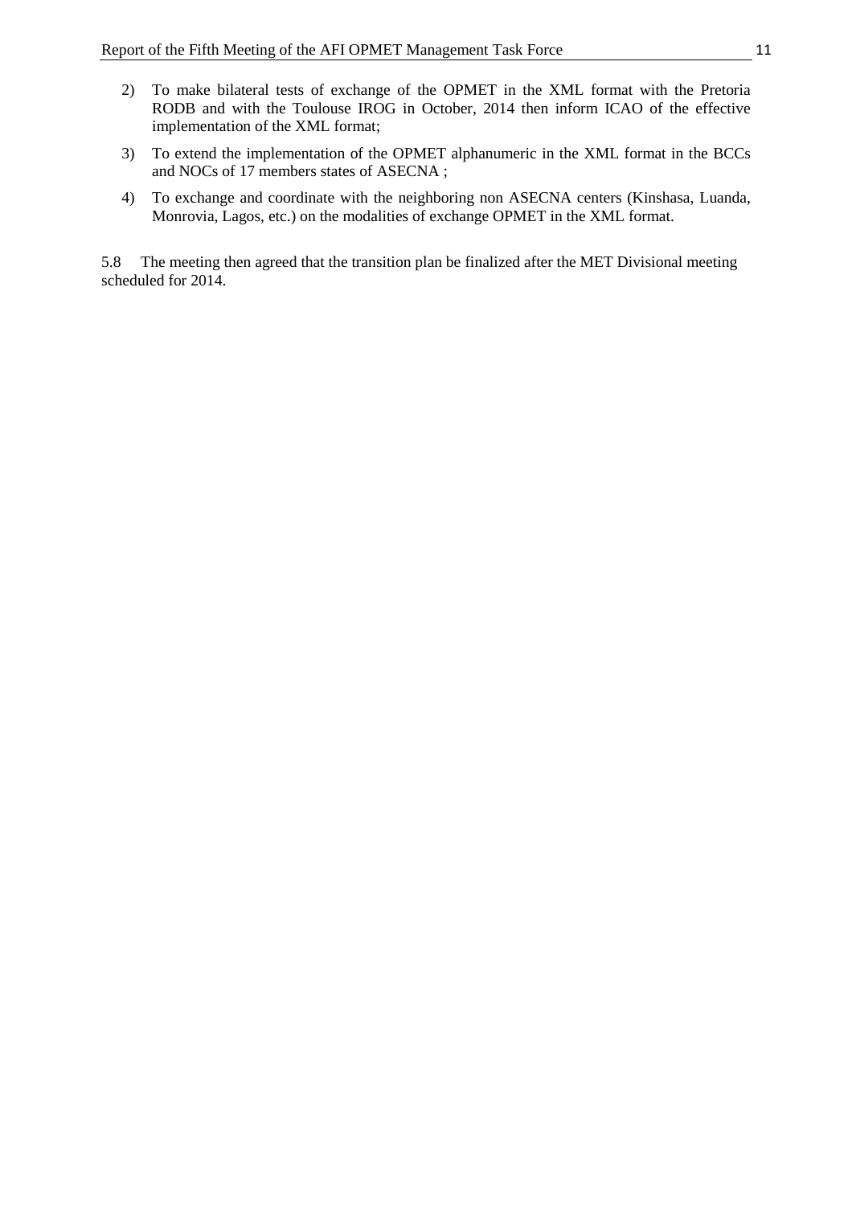2) To make bilateral tests of exchange of the OPMET in the XML format with the Pretoria RODB and with the Toulouse IROG in October, 2014 then inform ICAO of the effective implementation of the XML format;

3) To extend the implementation of the OPMET alphanumeric in the XML format in the BCCs and NOCs of 17 members states of ASECNA ;

4) To exchange and coordinate with the neighboring non ASECNA centers (Kinshasa, Luanda, Monrovia, Lagos, etc.) on the modalities of exchange OPMET in the XML format.

5.8 The meeting then agreed that the transition plan be finalized after the MET Divisional meeting scheduled for 2014.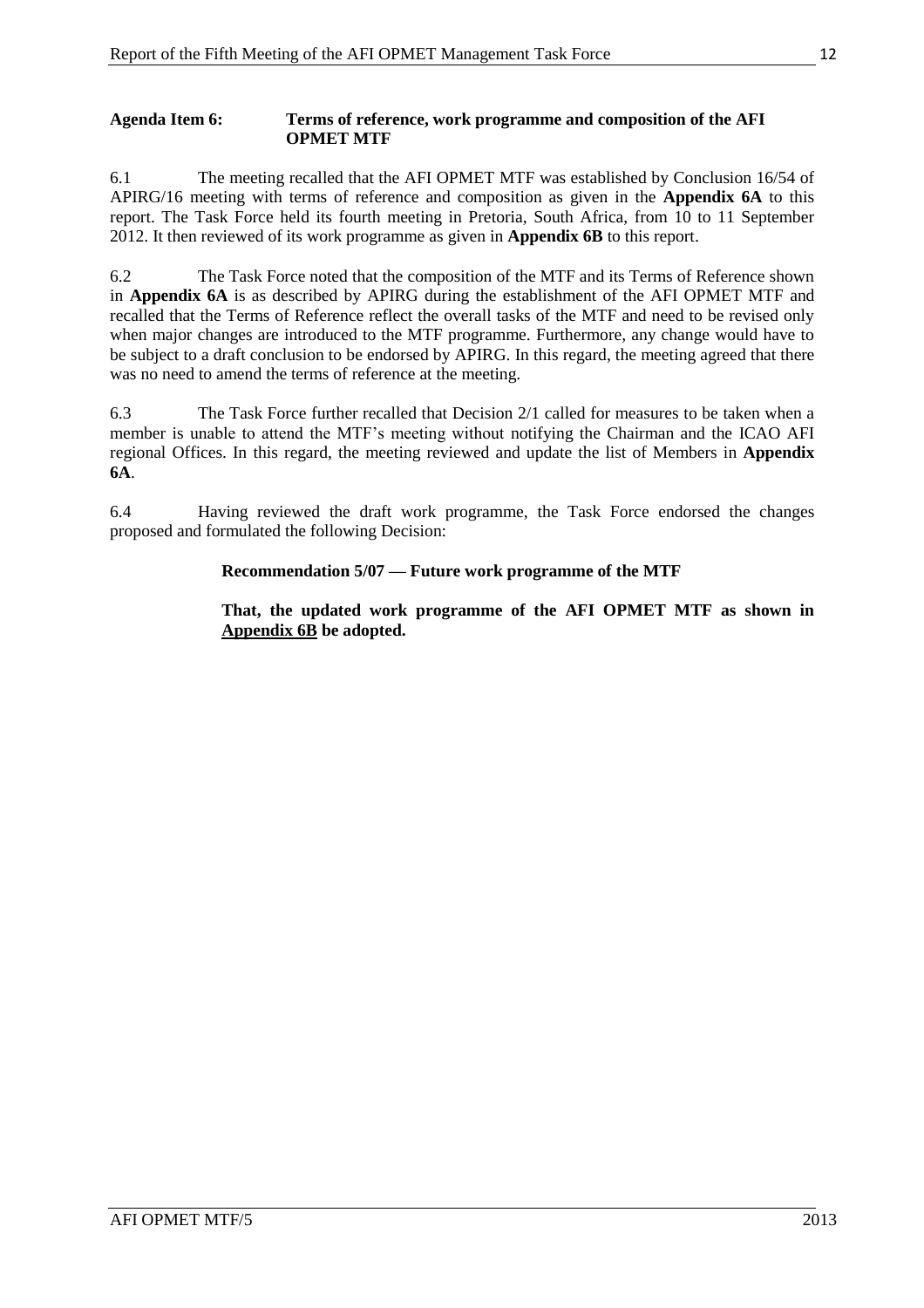**Agenda Item 6: Terms of reference, work programme and composition of the AFI OPMET MTF**

6.1 The meeting recalled that the AFI OPMET MTF was established by Conclusion 16/54 of APIRG/16 meeting with terms of reference and composition as given in the **Appendix 6A** to this report. The Task Force held its fourth meeting in Pretoria, South Africa, from 10 to 11 September 2012. It then reviewed of its work programme as given in **Appendix 6B** to this report.

6.2 The Task Force noted that the composition of the MTF and its Terms of Reference shown in **Appendix 6A** is as described by APIRG during the establishment of the AFI OPMET MTF and recalled that the Terms of Reference reflect the overall tasks of the MTF and need to be revised only when major changes are introduced to the MTF programme. Furthermore, any change would have to be subject to a draft conclusion to be endorsed by APIRG. In this regard, the meeting agreed that there was no need to amend the terms of reference at the meeting.

6.3 The Task Force further recalled that Decision 2/1 called for measures to be taken when a member is unable to attend the MTF's meeting without notifying the Chairman and the ICAO AFI regional Offices. In this regard, the meeting reviewed and update the list of Members in **Appendix 6A**.

6.4 Having reviewed the draft work programme, the Task Force endorsed the changes proposed and formulated the following Decision:

**Recommendation 5/07 — Future work programme of the MTF**

**That, the updated work programme of the AFI OPMET MTF as shown in Appendix 6B be adopted.**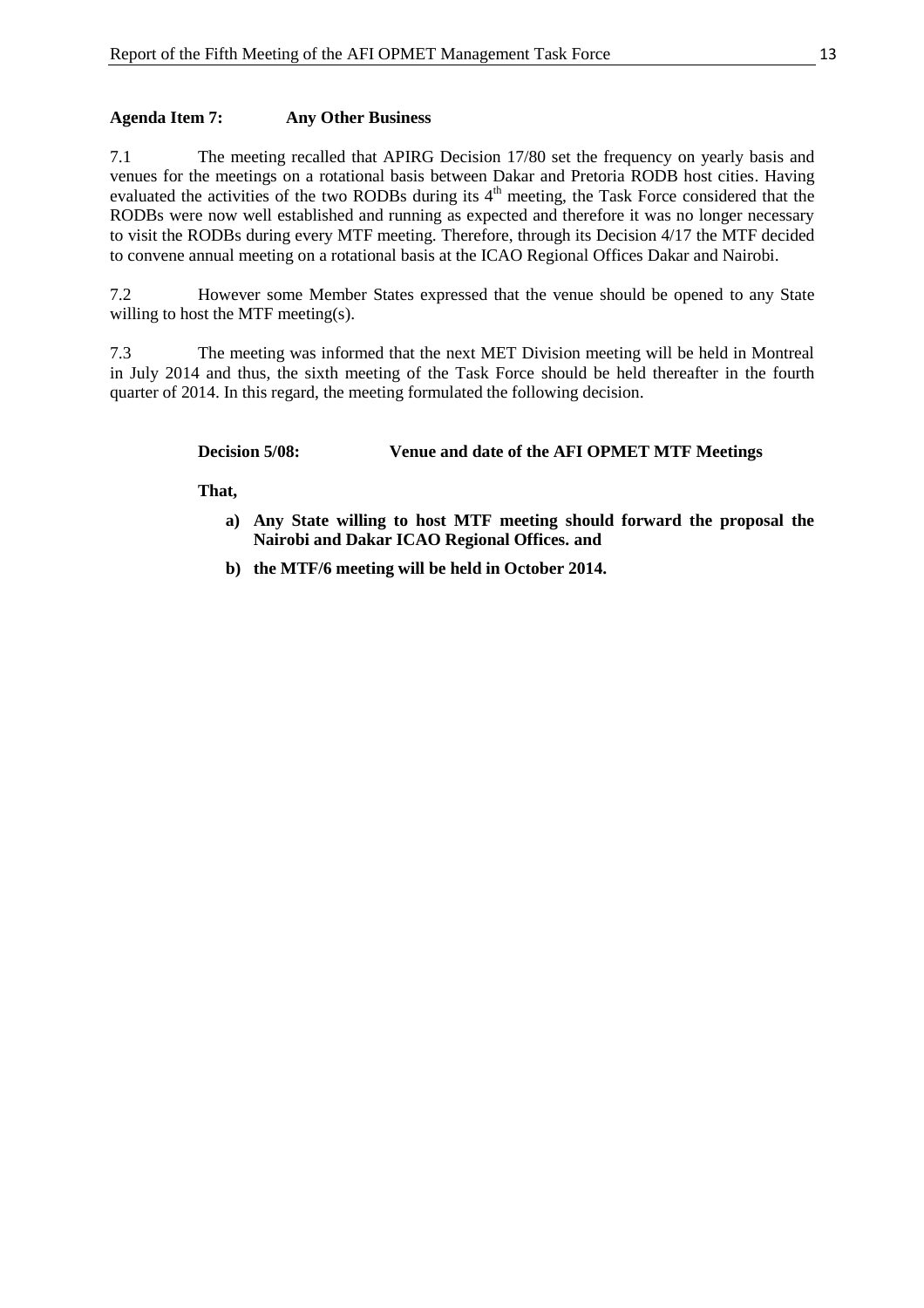**Agenda Item 7: Any Other Business**

7.1 The meeting recalled that APIRG Decision 17/80 set the frequency on yearly basis and venues for the meetings on a rotational basis between Dakar and Pretoria RODB host cities. Having evaluated the activities of the two RODBs during its 4th meeting, the Task Force considered that the RODBs were now well established and running as expected and therefore it was no longer necessary to visit the RODBs during every MTF meeting. Therefore, through its Decision 4/17 the MTF decided to convene annual meeting on a rotational basis at the ICAO Regional Offices Dakar and Nairobi.

7.2 However some Member States expressed that the venue should be opened to any State willing to host the MTF meeting(s).

7.3 The meeting was informed that the next MET Division meeting will be held in Montreal in July 2014 and thus, the sixth meeting of the Task Force should be held thereafter in the fourth quarter of 2014. In this regard, the meeting formulated the following decision.

**Decision 5/08: Venue and date of the AFI OPMET MTF Meetings**

**That,**

**a) Any State willing to host MTF meeting should forward the proposal the Nairobi and Dakar ICAO Regional Offices. and**

**b) the MTF/6 meeting will be held in October 2014.**